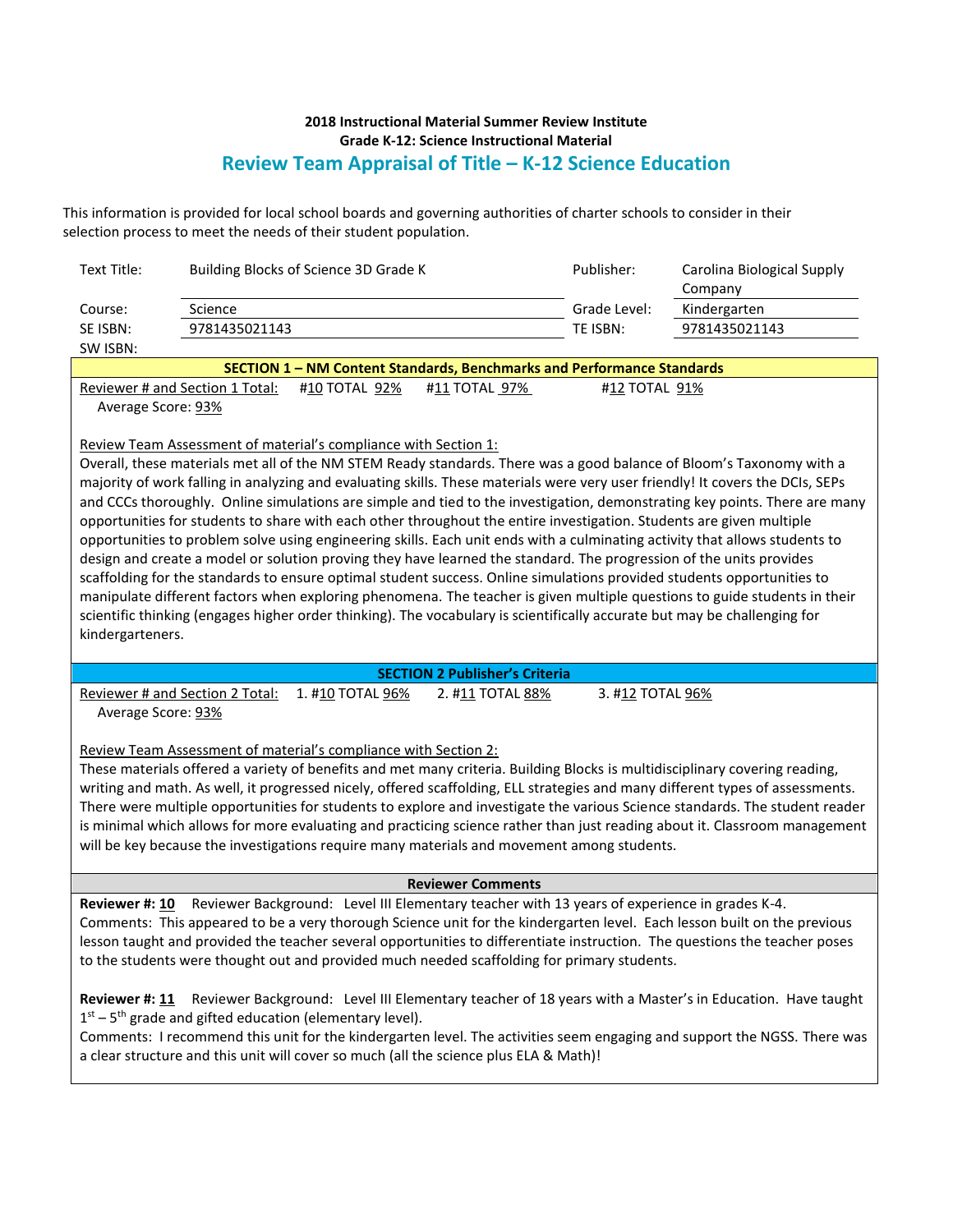**2018 Instructional Material Summer Review Institute**
**Grade K-12: Science Instructional Material**

# Review Team Appraisal of Title – K-12 Science Education

This information is provided for local school boards and governing authorities of charter schools to consider in their selection process to meet the needs of their student population.

| | | | |
|---|---|---|---|
| Text Title: | Building Blocks of Science 3D Grade K | Publisher: | Carolina Biological Supply Company |
| Course: | Science | Grade Level: | Kindergarten |
| SE ISBN: | 9781435021143 | TE ISBN: | 9781435021143 |
| SW ISBN: | | | |

## SECTION 1 – NM Content Standards, Benchmarks and Performance Standards

Reviewer # and Section 1 Total: #10 TOTAL 92% #11 TOTAL 97% #12 TOTAL 91%
Average Score: 93%

Review Team Assessment of material's compliance with Section 1:
Overall, these materials met all of the NM STEM Ready standards. There was a good balance of Bloom's Taxonomy with a majority of work falling in analyzing and evaluating skills. These materials were very user friendly! It covers the DCIs, SEPs and CCCs thoroughly. Online simulations are simple and tied to the investigation, demonstrating key points. There are many opportunities for students to share with each other throughout the entire investigation. Students are given multiple opportunities to problem solve using engineering skills. Each unit ends with a culminating activity that allows students to design and create a model or solution proving they have learned the standard. The progression of the units provides scaffolding for the standards to ensure optimal student success. Online simulations provided students opportunities to manipulate different factors when exploring phenomena. The teacher is given multiple questions to guide students in their scientific thinking (engages higher order thinking). The vocabulary is scientifically accurate but may be challenging for kindergarteners.

## SECTION 2 Publisher's Criteria

Reviewer # and Section 2 Total: 1. #10 TOTAL 96% 2. #11 TOTAL 88% 3. #12 TOTAL 96%
Average Score: 93%

Review Team Assessment of material's compliance with Section 2:
These materials offered a variety of benefits and met many criteria. Building Blocks is multidisciplinary covering reading, writing and math. As well, it progressed nicely, offered scaffolding, ELL strategies and many different types of assessments. There were multiple opportunities for students to explore and investigate the various Science standards. The student reader is minimal which allows for more evaluating and practicing science rather than just reading about it. Classroom management will be key because the investigations require many materials and movement among students.

## Reviewer Comments

**Reviewer #: 10** Reviewer Background: Level III Elementary teacher with 13 years of experience in grades K-4.
Comments: This appeared to be a very thorough Science unit for the kindergarten level. Each lesson built on the previous lesson taught and provided the teacher several opportunities to differentiate instruction. The questions the teacher poses to the students were thought out and provided much needed scaffolding for primary students.

**Reviewer #: 11** Reviewer Background: Level III Elementary teacher of 18 years with a Master's in Education. Have taught 1st – 5th grade and gifted education (elementary level).
Comments: I recommend this unit for the kindergarten level. The activities seem engaging and support the NGSS. There was a clear structure and this unit will cover so much (all the science plus ELA & Math)!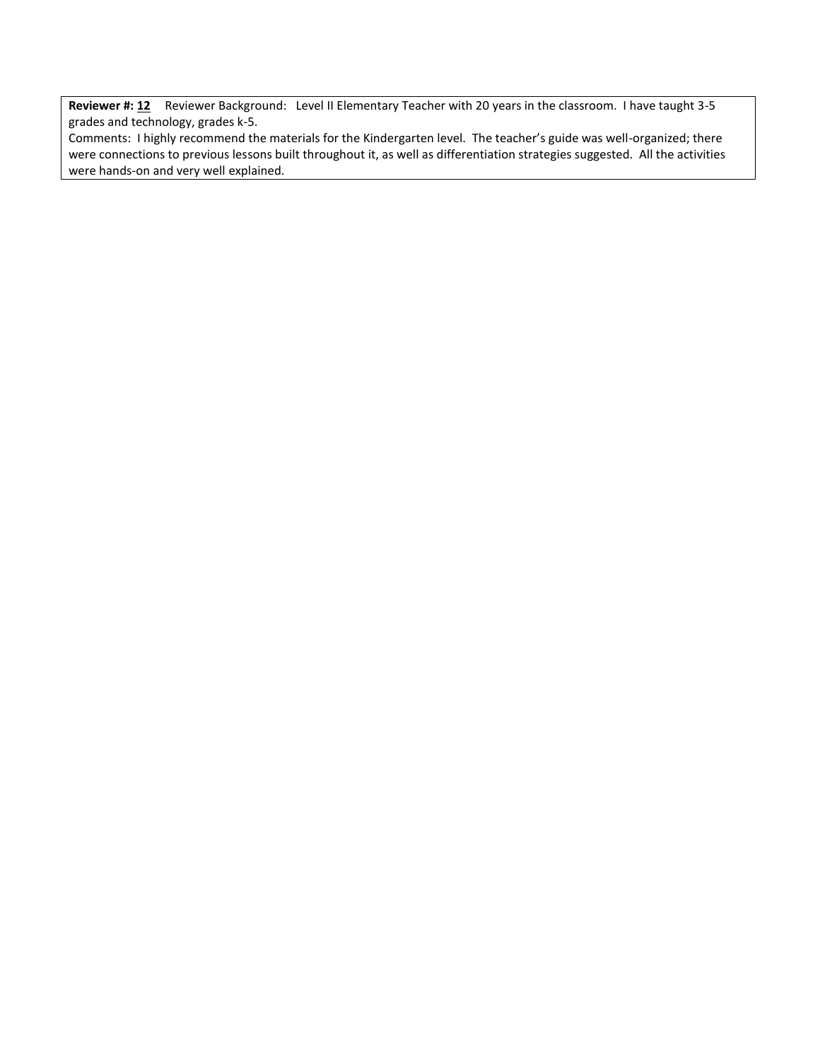**Reviewer #:** <u>**12**</u> Reviewer Background: Level II Elementary Teacher with 20 years in the classroom. I have taught 3-5 grades and technology, grades k-5.

Comments: I highly recommend the materials for the Kindergarten level. The teacher's guide was well-organized; there were connections to previous lessons built throughout it, as well as differentiation strategies suggested. All the activities were hands-on and very well explained.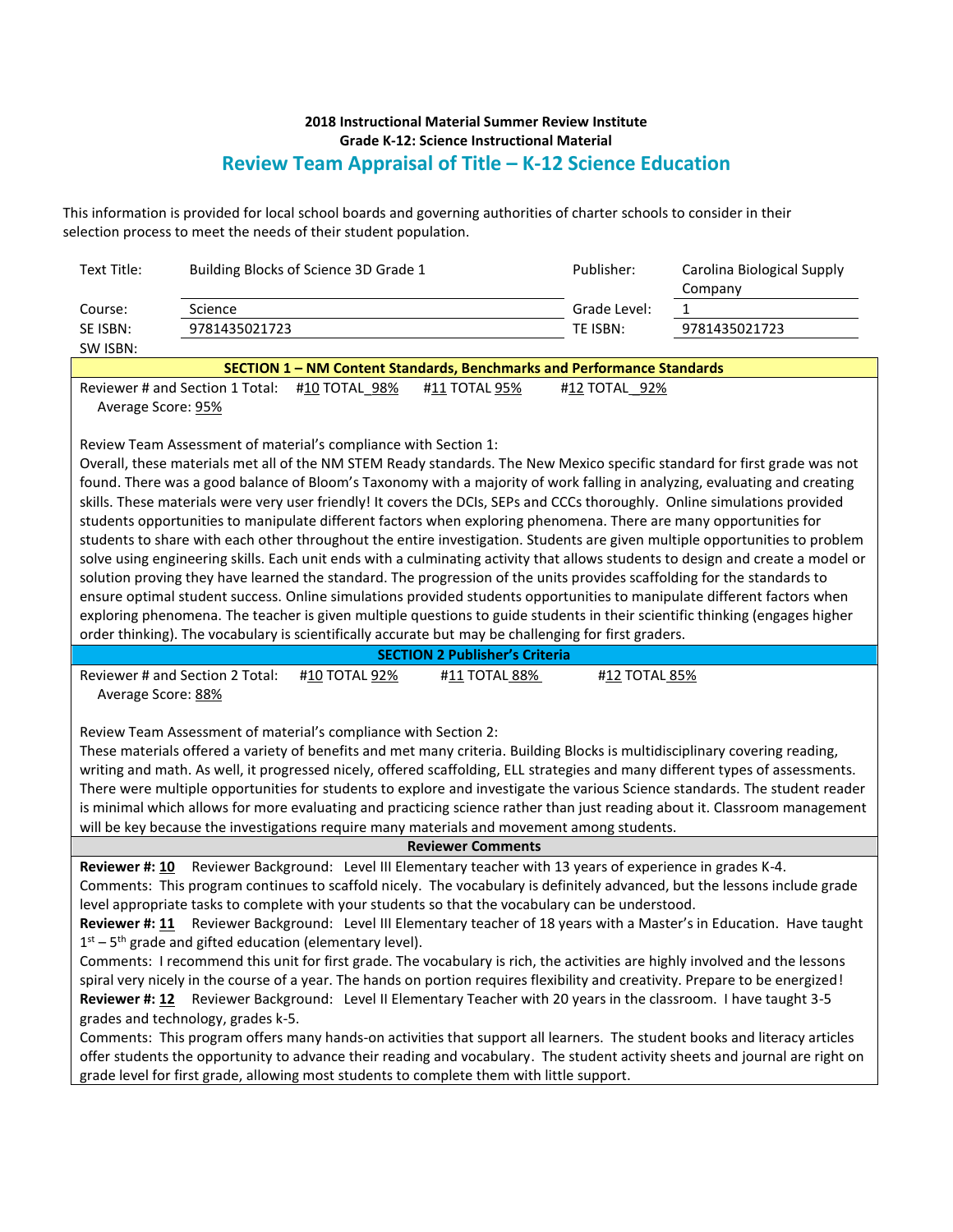**2018 Instructional Material Summer Review Institute**
**Grade K-12: Science Instructional Material**

## Review Team Appraisal of Title – K-12 Science Education

This information is provided for local school boards and governing authorities of charter schools to consider in their selection process to meet the needs of their student population.

| | | | |
|---|---|---|---|
| Text Title: | Building Blocks of Science 3D Grade 1 | Publisher: | Carolina Biological Supply Company |
| Course: | Science | Grade Level: | 1 |
| SE ISBN: | 9781435021723 | TE ISBN: | 9781435021723 |
| SW ISBN: | | | |

**SECTION 1 – NM Content Standards, Benchmarks and Performance Standards**

Reviewer # and Section 1 Total: #10 TOTAL 98% #11 TOTAL 95% #12 TOTAL 92%
Average Score: 95%

Review Team Assessment of material's compliance with Section 1:
Overall, these materials met all of the NM STEM Ready standards. The New Mexico specific standard for first grade was not found. There was a good balance of Bloom's Taxonomy with a majority of work falling in analyzing, evaluating and creating skills. These materials were very user friendly! It covers the DCIs, SEPs and CCCs thoroughly. Online simulations provided students opportunities to manipulate different factors when exploring phenomena. There are many opportunities for students to share with each other throughout the entire investigation. Students are given multiple opportunities to problem solve using engineering skills. Each unit ends with a culminating activity that allows students to design and create a model or solution proving they have learned the standard. The progression of the units provides scaffolding for the standards to ensure optimal student success. Online simulations provided students opportunities to manipulate different factors when exploring phenomena. The teacher is given multiple questions to guide students in their scientific thinking (engages higher order thinking). The vocabulary is scientifically accurate but may be challenging for first graders.

**SECTION 2 Publisher's Criteria**

Reviewer # and Section 2 Total: #10 TOTAL 92% #11 TOTAL 88% #12 TOTAL 85%
Average Score: 88%

Review Team Assessment of material's compliance with Section 2:
These materials offered a variety of benefits and met many criteria. Building Blocks is multidisciplinary covering reading, writing and math. As well, it progressed nicely, offered scaffolding, ELL strategies and many different types of assessments. There were multiple opportunities for students to explore and investigate the various Science standards. The student reader is minimal which allows for more evaluating and practicing science rather than just reading about it. Classroom management will be key because the investigations require many materials and movement among students.

**Reviewer Comments**

**Reviewer #: 10** Reviewer Background: Level III Elementary teacher with 13 years of experience in grades K-4.
Comments: This program continues to scaffold nicely. The vocabulary is definitely advanced, but the lessons include grade level appropriate tasks to complete with your students so that the vocabulary can be understood.

**Reviewer #: 11** Reviewer Background: Level III Elementary teacher of 18 years with a Master's in Education. Have taught 1st – 5th grade and gifted education (elementary level).
Comments: I recommend this unit for first grade. The vocabulary is rich, the activities are highly involved and the lessons spiral very nicely in the course of a year. The hands on portion requires flexibility and creativity. Prepare to be energized!

**Reviewer #: 12** Reviewer Background: Level II Elementary Teacher with 20 years in the classroom. I have taught 3-5 grades and technology, grades k-5.
Comments: This program offers many hands-on activities that support all learners. The student books and literacy articles offer students the opportunity to advance their reading and vocabulary. The student activity sheets and journal are right on grade level for first grade, allowing most students to complete them with little support.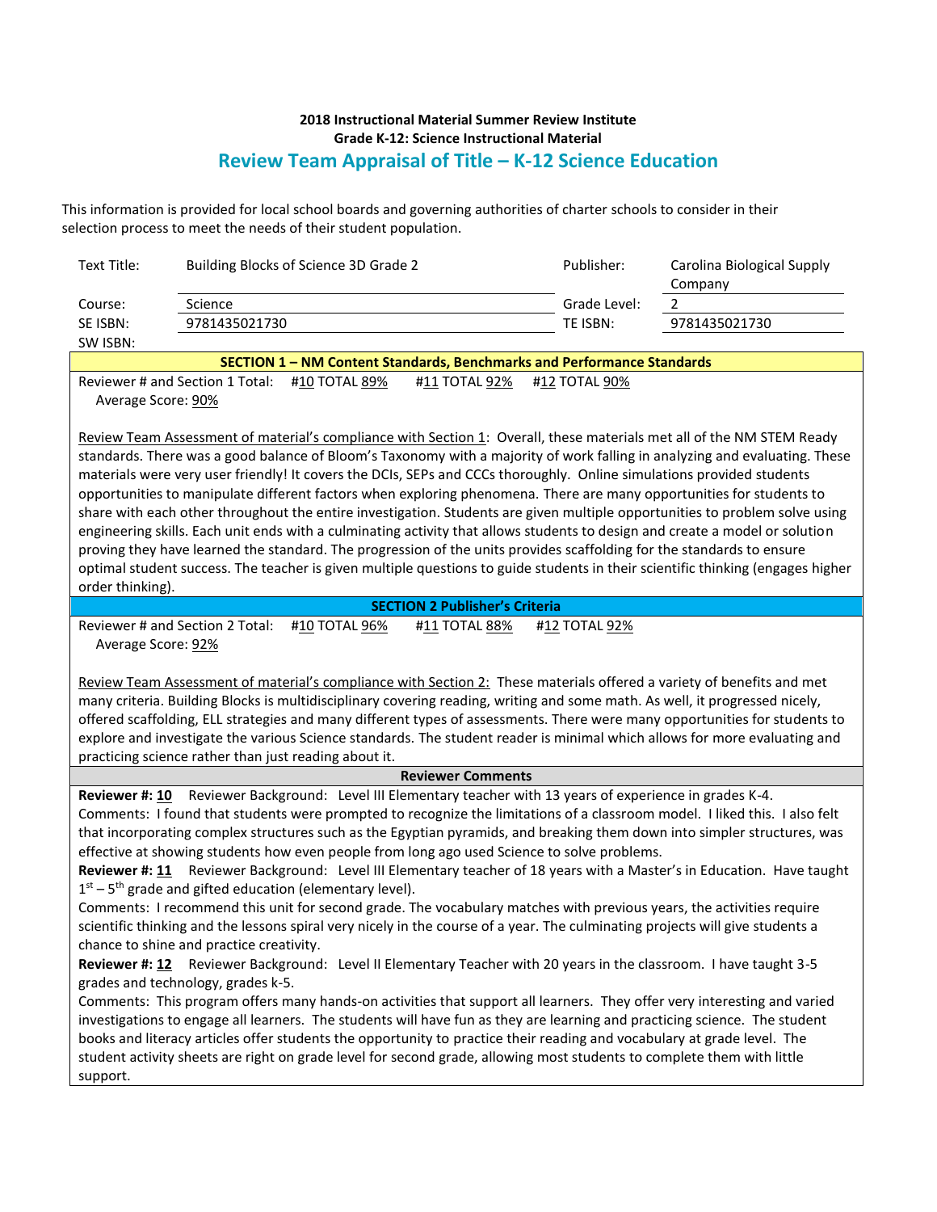**2018 Instructional Material Summer Review Institute**
**Grade K-12: Science Instructional Material**

## Review Team Appraisal of Title – K-12 Science Education

This information is provided for local school boards and governing authorities of charter schools to consider in their selection process to meet the needs of their student population.

| | | | |
|---|---|---|---|
| Text Title: | Building Blocks of Science 3D Grade 2 | Publisher: | Carolina Biological Supply Company |
| Course: | Science | Grade Level: | 2 |
| SE ISBN: | 9781435021730 | TE ISBN: | 9781435021730 |
| SW ISBN: | | | |

**SECTION 1 – NM Content Standards, Benchmarks and Performance Standards**

Reviewer # and Section 1 Total: #10 TOTAL 89% #11 TOTAL 92% #12 TOTAL 90%
Average Score: 90%

Review Team Assessment of material's compliance with Section 1: Overall, these materials met all of the NM STEM Ready standards. There was a good balance of Bloom's Taxonomy with a majority of work falling in analyzing and evaluating. These materials were very user friendly! It covers the DCIs, SEPs and CCCs thoroughly. Online simulations provided students opportunities to manipulate different factors when exploring phenomena. There are many opportunities for students to share with each other throughout the entire investigation. Students are given multiple opportunities to problem solve using engineering skills. Each unit ends with a culminating activity that allows students to design and create a model or solution proving they have learned the standard. The progression of the units provides scaffolding for the standards to ensure optimal student success. The teacher is given multiple questions to guide students in their scientific thinking (engages higher order thinking).

**SECTION 2 Publisher's Criteria**

Reviewer # and Section 2 Total: #10 TOTAL 96% #11 TOTAL 88% #12 TOTAL 92%
Average Score: 92%

Review Team Assessment of material's compliance with Section 2: These materials offered a variety of benefits and met many criteria. Building Blocks is multidisciplinary covering reading, writing and some math. As well, it progressed nicely, offered scaffolding, ELL strategies and many different types of assessments. There were many opportunities for students to explore and investigate the various Science standards. The student reader is minimal which allows for more evaluating and practicing science rather than just reading about it.

**Reviewer Comments**

**Reviewer #: 10** Reviewer Background: Level III Elementary teacher with 13 years of experience in grades K-4.
Comments: I found that students were prompted to recognize the limitations of a classroom model. I liked this. I also felt that incorporating complex structures such as the Egyptian pyramids, and breaking them down into simpler structures, was effective at showing students how even people from long ago used Science to solve problems.

**Reviewer #: 11** Reviewer Background: Level III Elementary teacher of 18 years with a Master's in Education. Have taught 1st – 5th grade and gifted education (elementary level).
Comments: I recommend this unit for second grade. The vocabulary matches with previous years, the activities require scientific thinking and the lessons spiral very nicely in the course of a year. The culminating projects will give students a chance to shine and practice creativity.

**Reviewer #: 12** Reviewer Background: Level II Elementary Teacher with 20 years in the classroom. I have taught 3-5 grades and technology, grades k-5.
Comments: This program offers many hands-on activities that support all learners. They offer very interesting and varied investigations to engage all learners. The students will have fun as they are learning and practicing science. The student books and literacy articles offer students the opportunity to practice their reading and vocabulary at grade level. The student activity sheets are right on grade level for second grade, allowing most students to complete them with little support.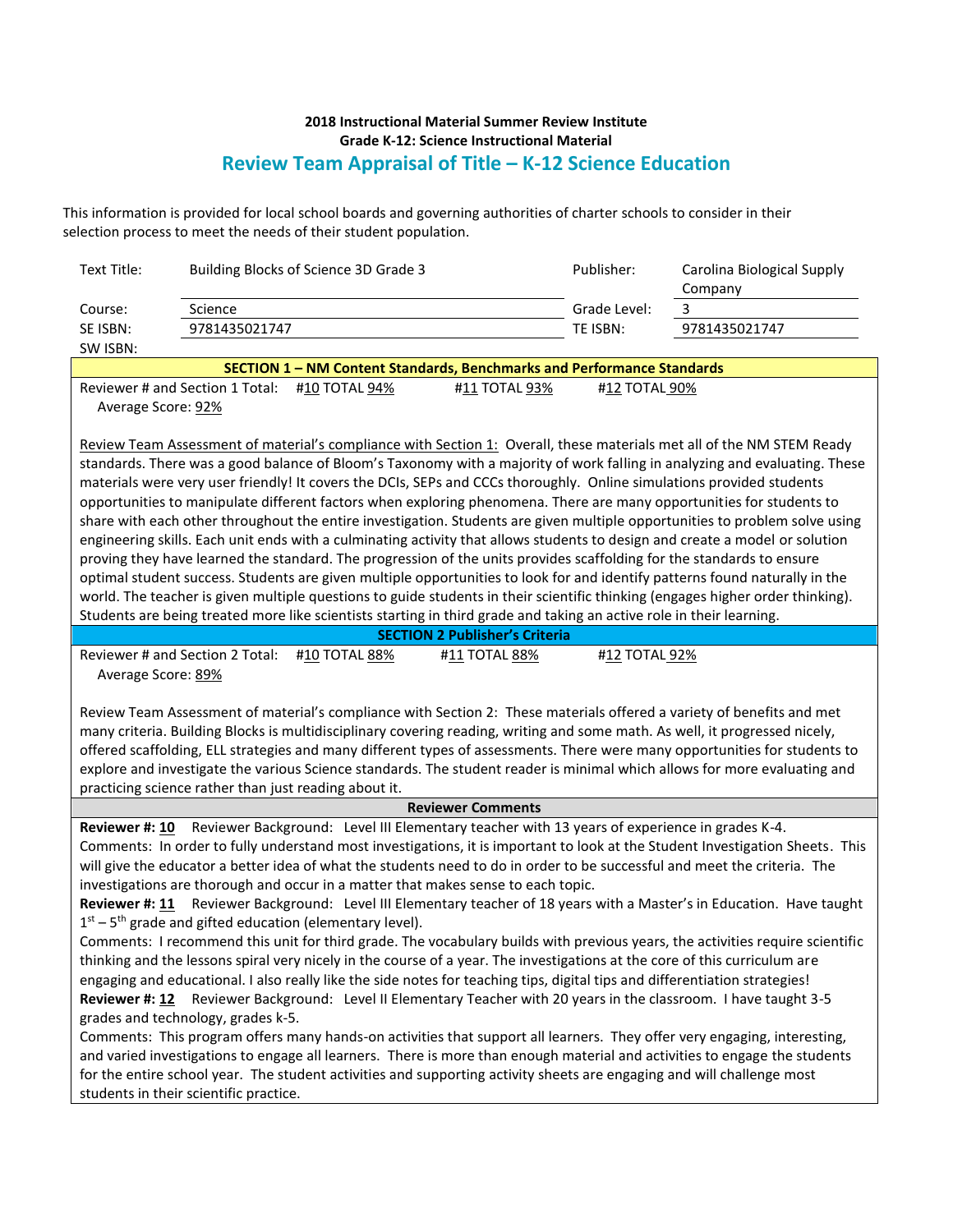**2018 Instructional Material Summer Review Institute**
**Grade K-12: Science Instructional Material**

## Review Team Appraisal of Title – K-12 Science Education

This information is provided for local school boards and governing authorities of charter schools to consider in their selection process to meet the needs of their student population.

| | | | |
|---|---|---|---|
| Text Title: | Building Blocks of Science 3D Grade 3 | Publisher: | Carolina Biological Supply Company |
| Course: | Science | Grade Level: | 3 |
| SE ISBN: | 9781435021747 | TE ISBN: | 9781435021747 |
| SW ISBN: | | | |

**SECTION 1 – NM Content Standards, Benchmarks and Performance Standards**

Reviewer # and Section 1 Total: #10 TOTAL 94% #11 TOTAL 93% #12 TOTAL 90%
Average Score: 92%

Review Team Assessment of material's compliance with Section 1: Overall, these materials met all of the NM STEM Ready standards. There was a good balance of Bloom's Taxonomy with a majority of work falling in analyzing and evaluating. These materials were very user friendly! It covers the DCIs, SEPs and CCCs thoroughly. Online simulations provided students opportunities to manipulate different factors when exploring phenomena. There are many opportunities for students to share with each other throughout the entire investigation. Students are given multiple opportunities to problem solve using engineering skills. Each unit ends with a culminating activity that allows students to design and create a model or solution proving they have learned the standard. The progression of the units provides scaffolding for the standards to ensure optimal student success. Students are given multiple opportunities to look for and identify patterns found naturally in the world. The teacher is given multiple questions to guide students in their scientific thinking (engages higher order thinking). Students are being treated more like scientists starting in third grade and taking an active role in their learning.

**SECTION 2 Publisher's Criteria**

Reviewer # and Section 2 Total: #10 TOTAL 88% #11 TOTAL 88% #12 TOTAL 92%
Average Score: 89%

Review Team Assessment of material's compliance with Section 2: These materials offered a variety of benefits and met many criteria. Building Blocks is multidisciplinary covering reading, writing and some math. As well, it progressed nicely, offered scaffolding, ELL strategies and many different types of assessments. There were many opportunities for students to explore and investigate the various Science standards. The student reader is minimal which allows for more evaluating and practicing science rather than just reading about it.

**Reviewer Comments**

**Reviewer #: 10** Reviewer Background: Level III Elementary teacher with 13 years of experience in grades K-4.
Comments: In order to fully understand most investigations, it is important to look at the Student Investigation Sheets. This will give the educator a better idea of what the students need to do in order to be successful and meet the criteria. The investigations are thorough and occur in a matter that makes sense to each topic.

**Reviewer #: 11** Reviewer Background: Level III Elementary teacher of 18 years with a Master's in Education. Have taught 1st – 5th grade and gifted education (elementary level).
Comments: I recommend this unit for third grade. The vocabulary builds with previous years, the activities require scientific thinking and the lessons spiral very nicely in the course of a year. The investigations at the core of this curriculum are engaging and educational. I also really like the side notes for teaching tips, digital tips and differentiation strategies!

**Reviewer #: 12** Reviewer Background: Level II Elementary Teacher with 20 years in the classroom. I have taught 3-5 grades and technology, grades k-5.
Comments: This program offers many hands-on activities that support all learners. They offer very engaging, interesting, and varied investigations to engage all learners. There is more than enough material and activities to engage the students for the entire school year. The student activities and supporting activity sheets are engaging and will challenge most students in their scientific practice.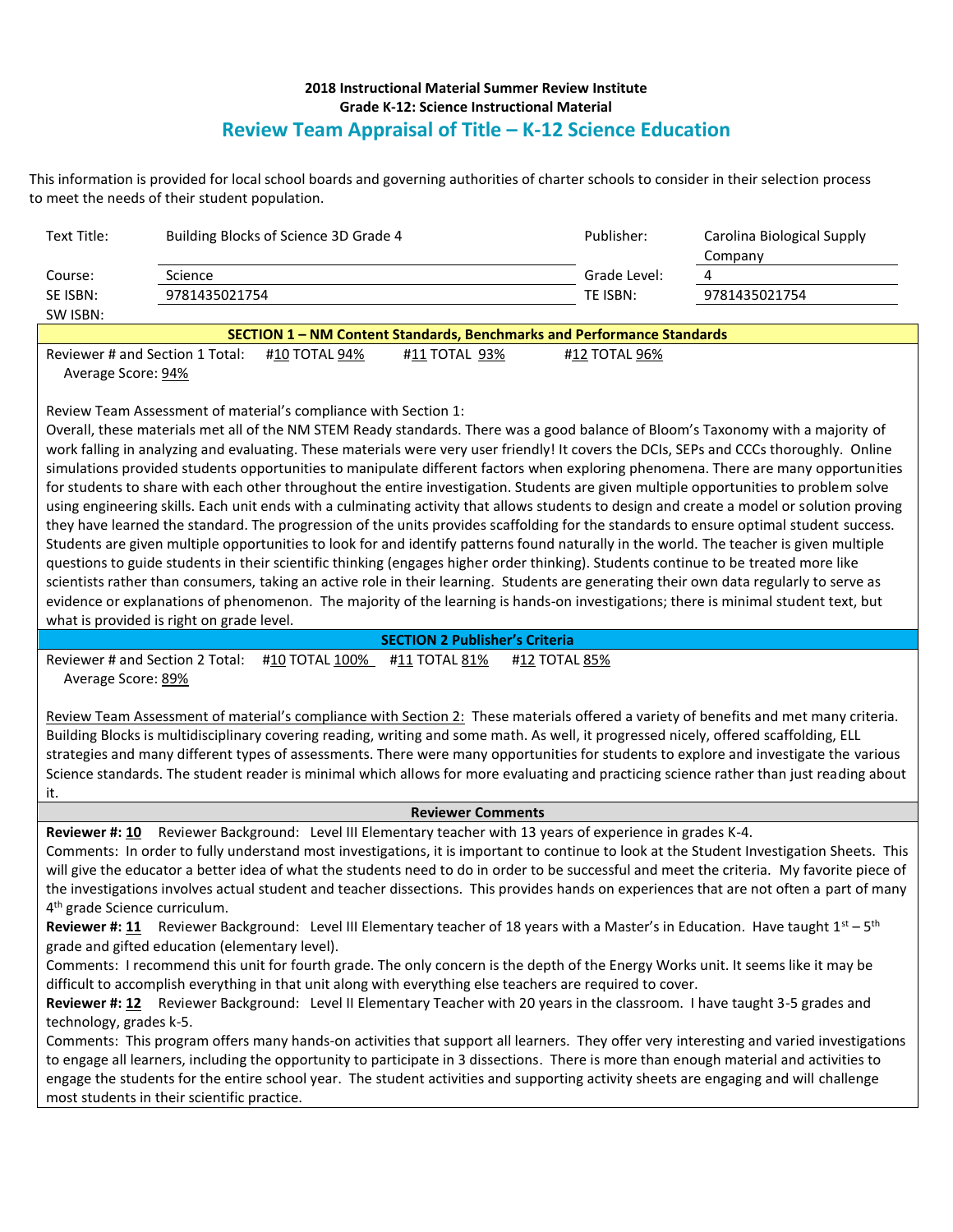**2018 Instructional Material Summer Review Institute**
**Grade K-12: Science Instructional Material**

## Review Team Appraisal of Title – K-12 Science Education

This information is provided for local school boards and governing authorities of charter schools to consider in their selection process to meet the needs of their student population.

| | | | |
|---|---|---|---|
| Text Title: | Building Blocks of Science 3D Grade 4 | Publisher: | Carolina Biological Supply Company |
| Course: | Science | Grade Level: | 4 |
| SE ISBN: | 9781435021754 | TE ISBN: | 9781435021754 |
| SW ISBN: | | | |

**SECTION 1 – NM Content Standards, Benchmarks and Performance Standards**

Reviewer # and Section 1 Total: #10 TOTAL 94% #11 TOTAL 93% #12 TOTAL 96%
Average Score: 94%

Review Team Assessment of material's compliance with Section 1:
Overall, these materials met all of the NM STEM Ready standards. There was a good balance of Bloom's Taxonomy with a majority of work falling in analyzing and evaluating. These materials were very user friendly! It covers the DCIs, SEPs and CCCs thoroughly. Online simulations provided students opportunities to manipulate different factors when exploring phenomena. There are many opportunities for students to share with each other throughout the entire investigation. Students are given multiple opportunities to problem solve using engineering skills. Each unit ends with a culminating activity that allows students to design and create a model or solution proving they have learned the standard. The progression of the units provides scaffolding for the standards to ensure optimal student success. Students are given multiple opportunities to look for and identify patterns found naturally in the world. The teacher is given multiple questions to guide students in their scientific thinking (engages higher order thinking). Students continue to be treated more like scientists rather than consumers, taking an active role in their learning. Students are generating their own data regularly to serve as evidence or explanations of phenomenon. The majority of the learning is hands-on investigations; there is minimal student text, but what is provided is right on grade level.

**SECTION 2 Publisher's Criteria**

Reviewer # and Section 2 Total: #10 TOTAL 100% #11 TOTAL 81% #12 TOTAL 85%
Average Score: 89%

Review Team Assessment of material's compliance with Section 2: These materials offered a variety of benefits and met many criteria. Building Blocks is multidisciplinary covering reading, writing and some math. As well, it progressed nicely, offered scaffolding, ELL strategies and many different types of assessments. There were many opportunities for students to explore and investigate the various Science standards. The student reader is minimal which allows for more evaluating and practicing science rather than just reading about it.

**Reviewer Comments**

**Reviewer #: 10** Reviewer Background: Level III Elementary teacher with 13 years of experience in grades K-4.
Comments: In order to fully understand most investigations, it is important to continue to look at the Student Investigation Sheets. This will give the educator a better idea of what the students need to do in order to be successful and meet the criteria. My favorite piece of the investigations involves actual student and teacher dissections. This provides hands on experiences that are not often a part of many 4th grade Science curriculum.

**Reviewer #: 11** Reviewer Background: Level III Elementary teacher of 18 years with a Master's in Education. Have taught 1st – 5th grade and gifted education (elementary level).
Comments: I recommend this unit for fourth grade. The only concern is the depth of the Energy Works unit. It seems like it may be difficult to accomplish everything in that unit along with everything else teachers are required to cover.

**Reviewer #: 12** Reviewer Background: Level II Elementary Teacher with 20 years in the classroom. I have taught 3-5 grades and technology, grades k-5.
Comments: This program offers many hands-on activities that support all learners. They offer very interesting and varied investigations to engage all learners, including the opportunity to participate in 3 dissections. There is more than enough material and activities to engage the students for the entire school year. The student activities and supporting activity sheets are engaging and will challenge most students in their scientific practice.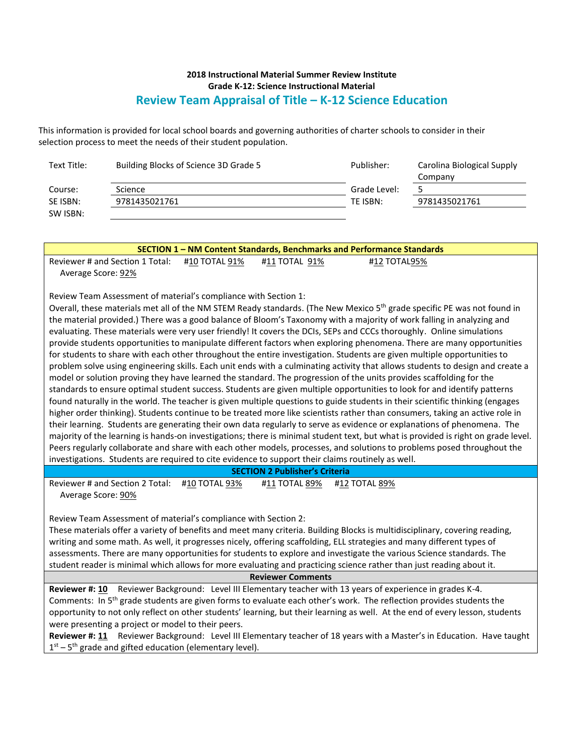**2018 Instructional Material Summer Review Institute**
**Grade K-12: Science Instructional Material**

## Review Team Appraisal of Title – K-12 Science Education

This information is provided for local school boards and governing authorities of charter schools to consider in their selection process to meet the needs of their student population.

| | | | |
|---|---|---|---|
| Text Title: | Building Blocks of Science 3D Grade 5 | Publisher: | Carolina Biological Supply Company |
| Course: | Science | Grade Level: | 5 |
| SE ISBN: | 9781435021761 | TE ISBN: | 9781435021761 |
| SW ISBN: | | | |

**SECTION 1 – NM Content Standards, Benchmarks and Performance Standards**

Reviewer # and Section 1 Total: #10 TOTAL 91% #11 TOTAL 91% #12 TOTAL 95%
Average Score: 92%

Review Team Assessment of material's compliance with Section 1:
Overall, these materials met all of the NM STEM Ready standards. (The New Mexico 5th grade specific PE was not found in the material provided.) There was a good balance of Bloom's Taxonomy with a majority of work falling in analyzing and evaluating. These materials were very user friendly! It covers the DCIs, SEPs and CCCs thoroughly. Online simulations provide students opportunities to manipulate different factors when exploring phenomena. There are many opportunities for students to share with each other throughout the entire investigation. Students are given multiple opportunities to problem solve using engineering skills. Each unit ends with a culminating activity that allows students to design and create a model or solution proving they have learned the standard. The progression of the units provides scaffolding for the standards to ensure optimal student success. Students are given multiple opportunities to look for and identify patterns found naturally in the world. The teacher is given multiple questions to guide students in their scientific thinking (engages higher order thinking). Students continue to be treated more like scientists rather than consumers, taking an active role in their learning. Students are generating their own data regularly to serve as evidence or explanations of phenomena. The majority of the learning is hands-on investigations; there is minimal student text, but what is provided is right on grade level. Peers regularly collaborate and share with each other models, processes, and solutions to problems posed throughout the investigations. Students are required to cite evidence to support their claims routinely as well.

**SECTION 2 Publisher's Criteria**

Reviewer # and Section 2 Total: #10 TOTAL 93% #11 TOTAL 89% #12 TOTAL 89%
Average Score: 90%

Review Team Assessment of material's compliance with Section 2:
These materials offer a variety of benefits and meet many criteria. Building Blocks is multidisciplinary, covering reading, writing and some math. As well, it progresses nicely, offering scaffolding, ELL strategies and many different types of assessments. There are many opportunities for students to explore and investigate the various Science standards. The student reader is minimal which allows for more evaluating and practicing science rather than just reading about it.

**Reviewer Comments**

**Reviewer #: 10** Reviewer Background: Level III Elementary teacher with 13 years of experience in grades K-4.
Comments: In 5th grade students are given forms to evaluate each other's work. The reflection provides students the opportunity to not only reflect on other students' learning, but their learning as well. At the end of every lesson, students were presenting a project or model to their peers.

**Reviewer #: 11** Reviewer Background: Level III Elementary teacher of 18 years with a Master's in Education. Have taught 1st – 5th grade and gifted education (elementary level).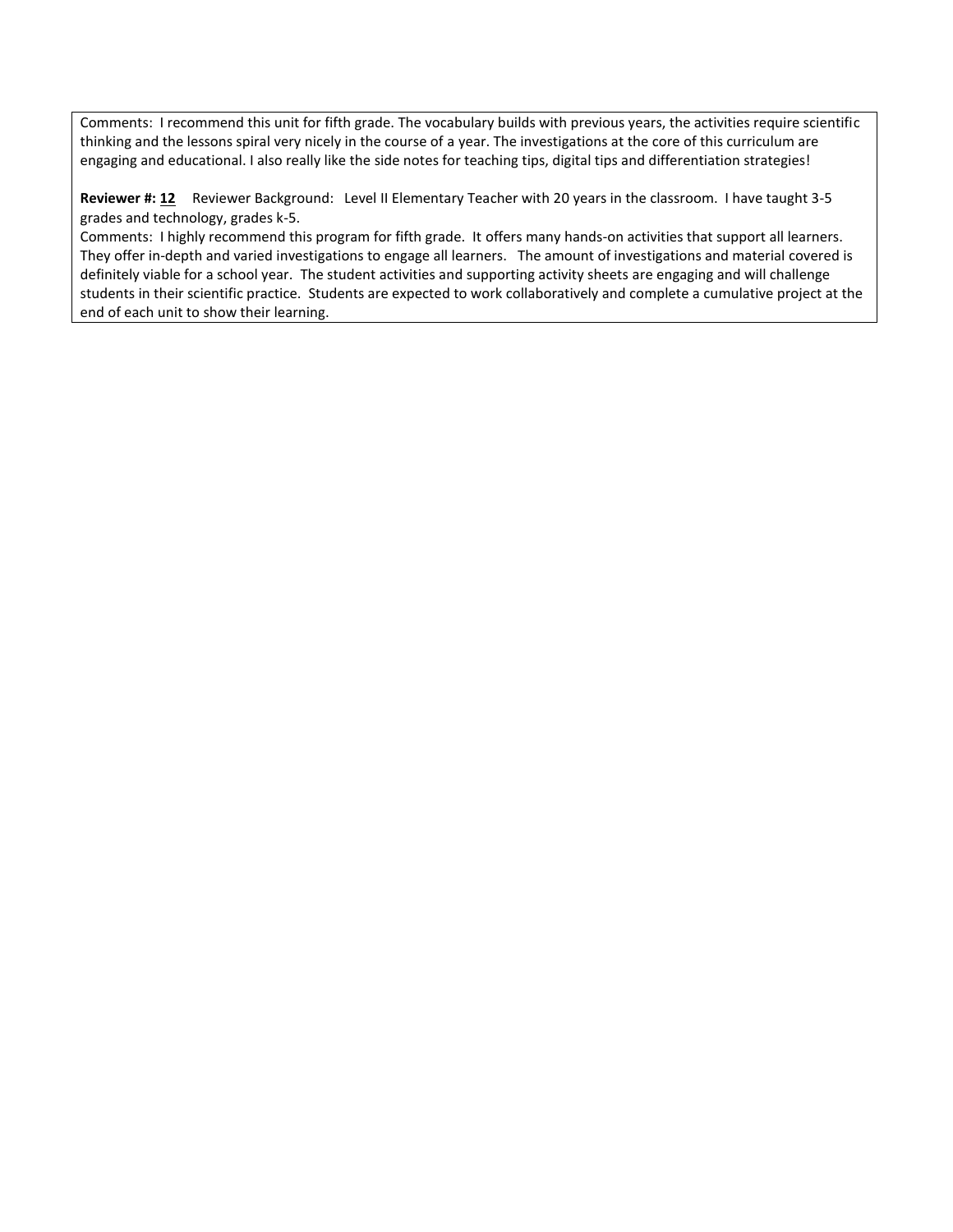Comments: I recommend this unit for fifth grade. The vocabulary builds with previous years, the activities require scientific thinking and the lessons spiral very nicely in the course of a year. The investigations at the core of this curriculum are engaging and educational. I also really like the side notes for teaching tips, digital tips and differentiation strategies!

**Reviewer #: 12** Reviewer Background: Level II Elementary Teacher with 20 years in the classroom. I have taught 3-5 grades and technology, grades k-5.

Comments: I highly recommend this program for fifth grade. It offers many hands-on activities that support all learners. They offer in-depth and varied investigations to engage all learners. The amount of investigations and material covered is definitely viable for a school year. The student activities and supporting activity sheets are engaging and will challenge students in their scientific practice. Students are expected to work collaboratively and complete a cumulative project at the end of each unit to show their learning.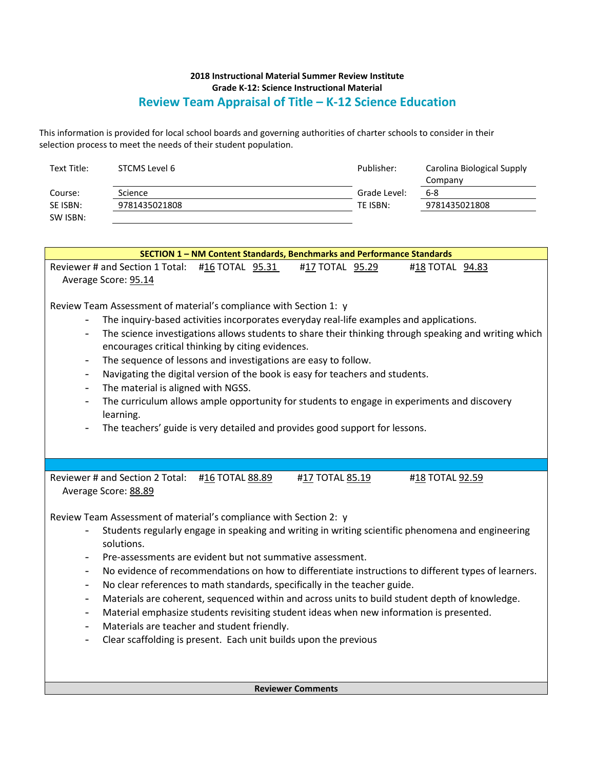**2018 Instructional Material Summer Review Institute**
**Grade K-12: Science Instructional Material**

## Review Team Appraisal of Title – K-12 Science Education

This information is provided for local school boards and governing authorities of charter schools to consider in their selection process to meet the needs of their student population.

| | | | |
|---|---|---|---|
| Text Title: | STCMS Level 6 | Publisher: | Carolina Biological Supply Company |
| Course: | Science | Grade Level: | 6-8 |
| SE ISBN: | 9781435021808 | TE ISBN: | 9781435021808 |
| SW ISBN: | | | |

**SECTION 1 – NM Content Standards, Benchmarks and Performance Standards**

Reviewer # and Section 1 Total: #16 TOTAL 95.31 #17 TOTAL 95.29 #18 TOTAL 94.83
Average Score: 95.14

Review Team Assessment of material's compliance with Section 1: y

- The inquiry-based activities incorporates everyday real-life examples and applications.
- The science investigations allows students to share their thinking through speaking and writing which encourages critical thinking by citing evidences.
- The sequence of lessons and investigations are easy to follow.
- Navigating the digital version of the book is easy for teachers and students.
- The material is aligned with NGSS.
- The curriculum allows ample opportunity for students to engage in experiments and discovery learning.
- The teachers' guide is very detailed and provides good support for lessons.

Reviewer # and Section 2 Total: #16 TOTAL 88.89 #17 TOTAL 85.19 #18 TOTAL 92.59
Average Score: 88.89

Review Team Assessment of material's compliance with Section 2: y

- Students regularly engage in speaking and writing in writing scientific phenomena and engineering solutions.
- Pre-assessments are evident but not summative assessment.
- No evidence of recommendations on how to differentiate instructions to different types of learners.
- No clear references to math standards, specifically in the teacher guide.
- Materials are coherent, sequenced within and across units to build student depth of knowledge.
- Material emphasize students revisiting student ideas when new information is presented.
- Materials are teacher and student friendly.
- Clear scaffolding is present. Each unit builds upon the previous

**Reviewer Comments**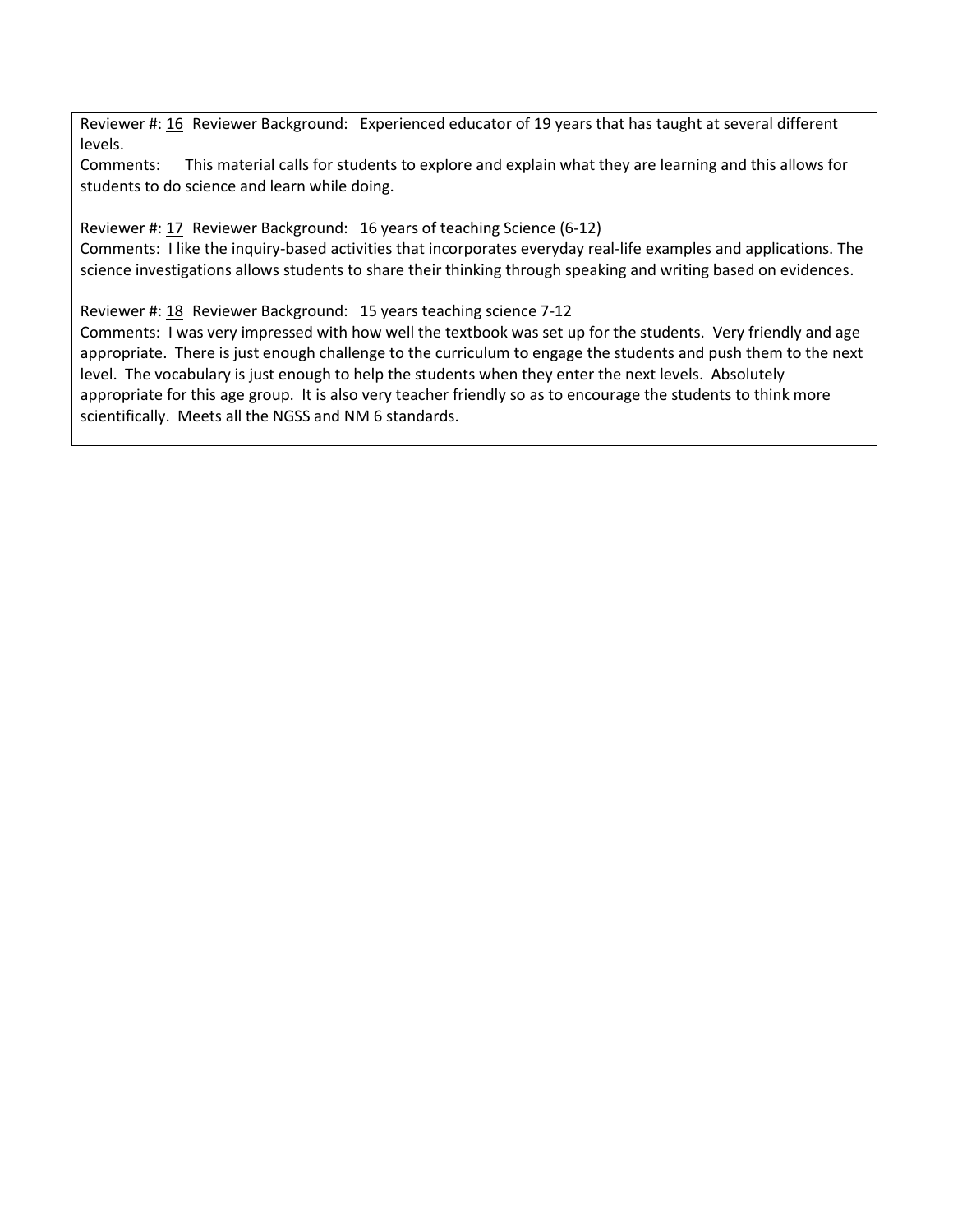Reviewer #: 16 Reviewer Background: Experienced educator of 19 years that has taught at several different levels.

Comments: This material calls for students to explore and explain what they are learning and this allows for students to do science and learn while doing.

Reviewer #: 17 Reviewer Background: 16 years of teaching Science (6-12)

Comments: I like the inquiry-based activities that incorporates everyday real-life examples and applications. The science investigations allows students to share their thinking through speaking and writing based on evidences.

Reviewer #: 18 Reviewer Background: 15 years teaching science 7-12

Comments: I was very impressed with how well the textbook was set up for the students. Very friendly and age appropriate. There is just enough challenge to the curriculum to engage the students and push them to the next level. The vocabulary is just enough to help the students when they enter the next levels. Absolutely appropriate for this age group. It is also very teacher friendly so as to encourage the students to think more scientifically. Meets all the NGSS and NM 6 standards.